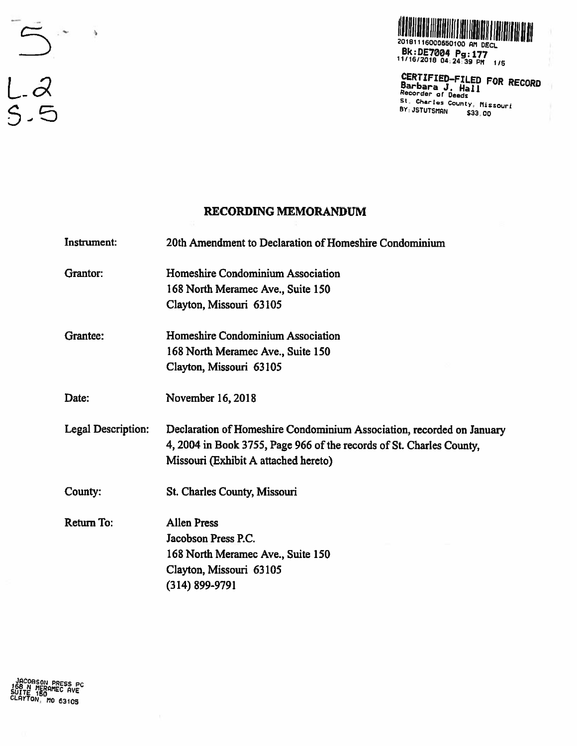5

L-2
S-5

2018111600065010​0 AM DECL
Bk:DE7004 Pg:177
11/16/2018 04:24:39 PM 1/5

CERTIFIED-FILED FOR RECORD
Barbara J. Hall
Recorder of Deeds
St. Charles County, Missouri
BY: JSTUTSMAN $33.00

## RECORDING MEMORANDUM

| | |
|---|---|
| Instrument: | 20th Amendment to Declaration of Homeshire Condominium |
| Grantor: | Homeshire Condominium Association<br>168 North Meramec Ave., Suite 150<br>Clayton, Missouri 63105 |
| Grantee: | Homeshire Condominium Association<br>168 North Meramec Ave., Suite 150<br>Clayton, Missouri 63105 |
| Date: | November 16, 2018 |
| Legal Description: | Declaration of Homeshire Condominium Association, recorded on January 4, 2004 in Book 3755, Page 966 of the records of St. Charles County, Missouri (Exhibit A attached hereto) |
| County: | St. Charles County, Missouri |
| Return To: | Allen Press<br>Jacobson Press P.C.<br>168 North Meramec Ave., Suite 150<br>Clayton, Missouri 63105<br>(314) 899-9791 |

JACOBSON PRESS PC
168 N MERAMEC AVE
SUITE 150
CLAYTON, MO 63105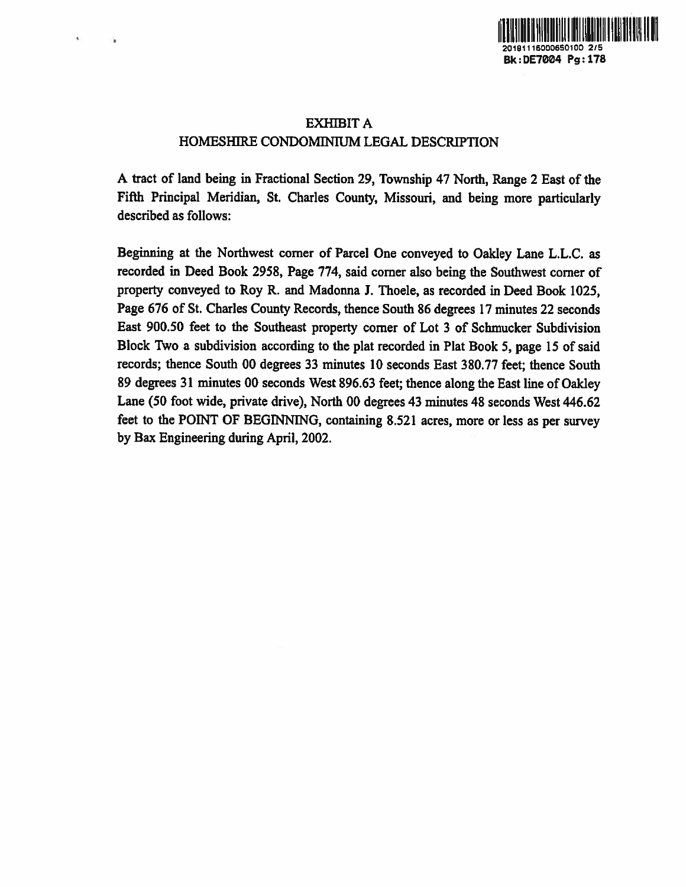# EXHIBIT A

## HOMESHIRE CONDOMINIUM LEGAL DESCRIPTION

A tract of land being in Fractional Section 29, Township 47 North, Range 2 East of the Fifth Principal Meridian, St. Charles County, Missouri, and being more particularly described as follows:

Beginning at the Northwest corner of Parcel One conveyed to Oakley Lane L.L.C. as recorded in Deed Book 2958, Page 774, said corner also being the Southwest corner of property conveyed to Roy R. and Madonna J. Thoele, as recorded in Deed Book 1025, Page 676 of St. Charles County Records, thence South 86 degrees 17 minutes 22 seconds East 900.50 feet to the Southeast property corner of Lot 3 of Schmucker Subdivision Block Two a subdivision according to the plat recorded in Plat Book 5, page 15 of said records; thence South 00 degrees 33 minutes 10 seconds East 380.77 feet; thence South 89 degrees 31 minutes 00 seconds West 896.63 feet; thence along the East line of Oakley Lane (50 foot wide, private drive), North 00 degrees 43 minutes 48 seconds West 446.62 feet to the POINT OF BEGINNING, containing 8.521 acres, more or less as per survey by Bax Engineering during April, 2002.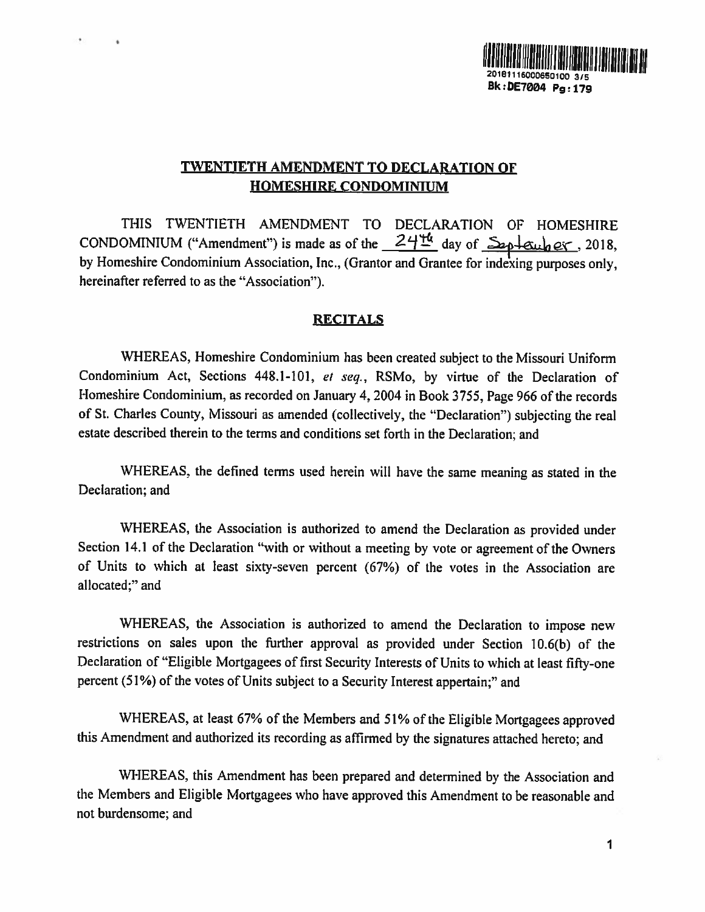**TWENTIETH AMENDMENT TO DECLARATION OF HOMESHIRE CONDOMINIUM**

THIS TWENTIETH AMENDMENT TO DECLARATION OF HOMESHIRE CONDOMINIUM ("Amendment") is made as of the 24th day of September, 2018, by Homeshire Condominium Association, Inc., (Grantor and Grantee for indexing purposes only, hereinafter referred to as the "Association").

**RECITALS**

WHEREAS, Homeshire Condominium has been created subject to the Missouri Uniform Condominium Act, Sections 448.1-101, *et seq.*, RSMo, by virtue of the Declaration of Homeshire Condominium, as recorded on January 4, 2004 in Book 3755, Page 966 of the records of St. Charles County, Missouri as amended (collectively, the "Declaration") subjecting the real estate described therein to the terms and conditions set forth in the Declaration; and

WHEREAS, the defined terms used herein will have the same meaning as stated in the Declaration; and

WHEREAS, the Association is authorized to amend the Declaration as provided under Section 14.1 of the Declaration "with or without a meeting by vote or agreement of the Owners of Units to which at least sixty-seven percent (67%) of the votes in the Association are allocated;" and

WHEREAS, the Association is authorized to amend the Declaration to impose new restrictions on sales upon the further approval as provided under Section 10.6(b) of the Declaration of "Eligible Mortgagees of first Security Interests of Units to which at least fifty-one percent (51%) of the votes of Units subject to a Security Interest appertain;" and

WHEREAS, at least 67% of the Members and 51% of the Eligible Mortgagees approved this Amendment and authorized its recording as affirmed by the signatures attached hereto; and

WHEREAS, this Amendment has been prepared and determined by the Association and the Members and Eligible Mortgagees who have approved this Amendment to be reasonable and not burdensome; and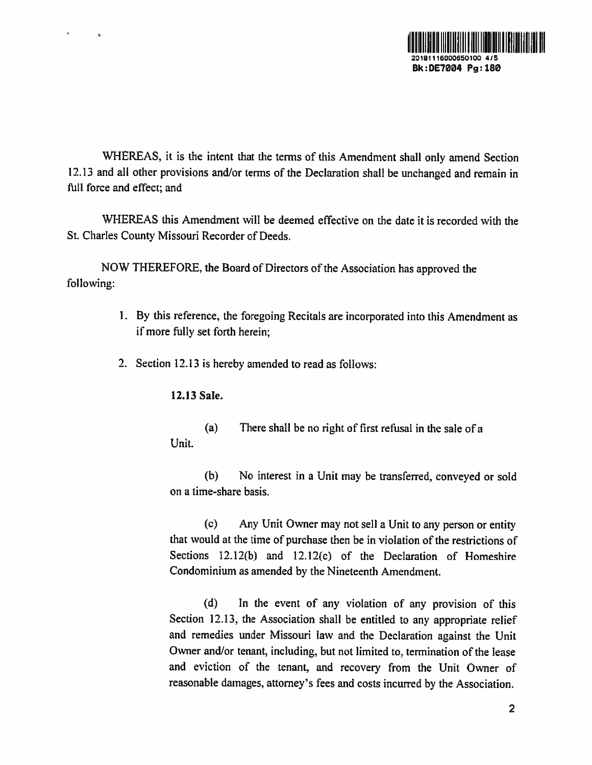WHEREAS, it is the intent that the terms of this Amendment shall only amend Section 12.13 and all other provisions and/or terms of the Declaration shall be unchanged and remain in full force and effect; and

WHEREAS this Amendment will be deemed effective on the date it is recorded with the St. Charles County Missouri Recorder of Deeds.

NOW THEREFORE, the Board of Directors of the Association has approved the following:

1. By this reference, the foregoing Recitals are incorporated into this Amendment as if more fully set forth herein;

2. Section 12.13 is hereby amended to read as follows:

**12.13 Sale.**

(a) There shall be no right of first refusal in the sale of a Unit.

(b) No interest in a Unit may be transferred, conveyed or sold on a time-share basis.

(c) Any Unit Owner may not sell a Unit to any person or entity that would at the time of purchase then be in violation of the restrictions of Sections 12.12(b) and 12.12(c) of the Declaration of Homeshire Condominium as amended by the Nineteenth Amendment.

(d) In the event of any violation of any provision of this Section 12.13, the Association shall be entitled to any appropriate relief and remedies under Missouri law and the Declaration against the Unit Owner and/or tenant, including, but not limited to, termination of the lease and eviction of the tenant, and recovery from the Unit Owner of reasonable damages, attorney's fees and costs incurred by the Association.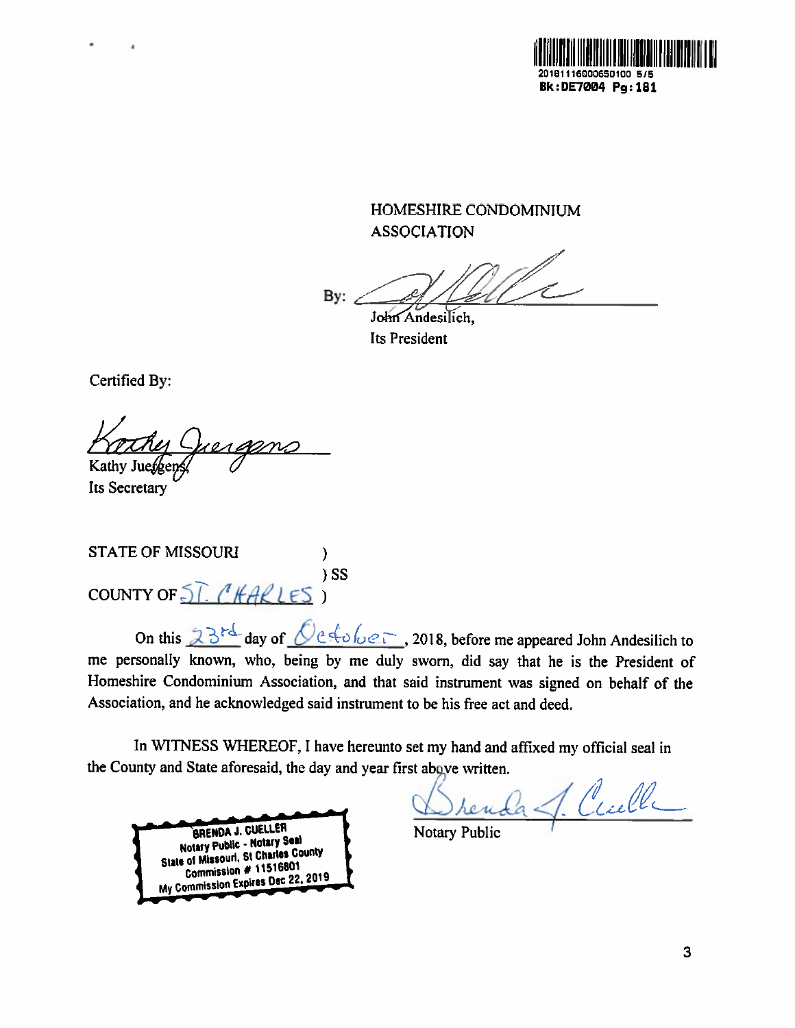20181116000650100 5/5
Bk:DE7004 Pg:181

HOMESHIRE CONDOMINIUM ASSOCIATION

By: ______________________
John Andesilich,
Its President

Certified By:

______________________
Kathy Juergens,
Its Secretary

STATE OF MISSOURI )
) SS
COUNTY OF ST. CHARLES )

On this 23rd day of October, 2018, before me appeared John Andesilich to me personally known, who, being by me duly sworn, did say that he is the President of Homeshire Condominium Association, and that said instrument was signed on behalf of the Association, and he acknowledged said instrument to be his free act and deed.

In WITNESS WHEREOF, I have hereunto set my hand and affixed my official seal in the County and State aforesaid, the day and year first above written.

BRENDA J. CUELLER
Notary Public - Notary Seal
State of Missouri, St Charles County
Commission # 11516801
My Commission Expires Dec 22, 2019

______________________
Notary Public